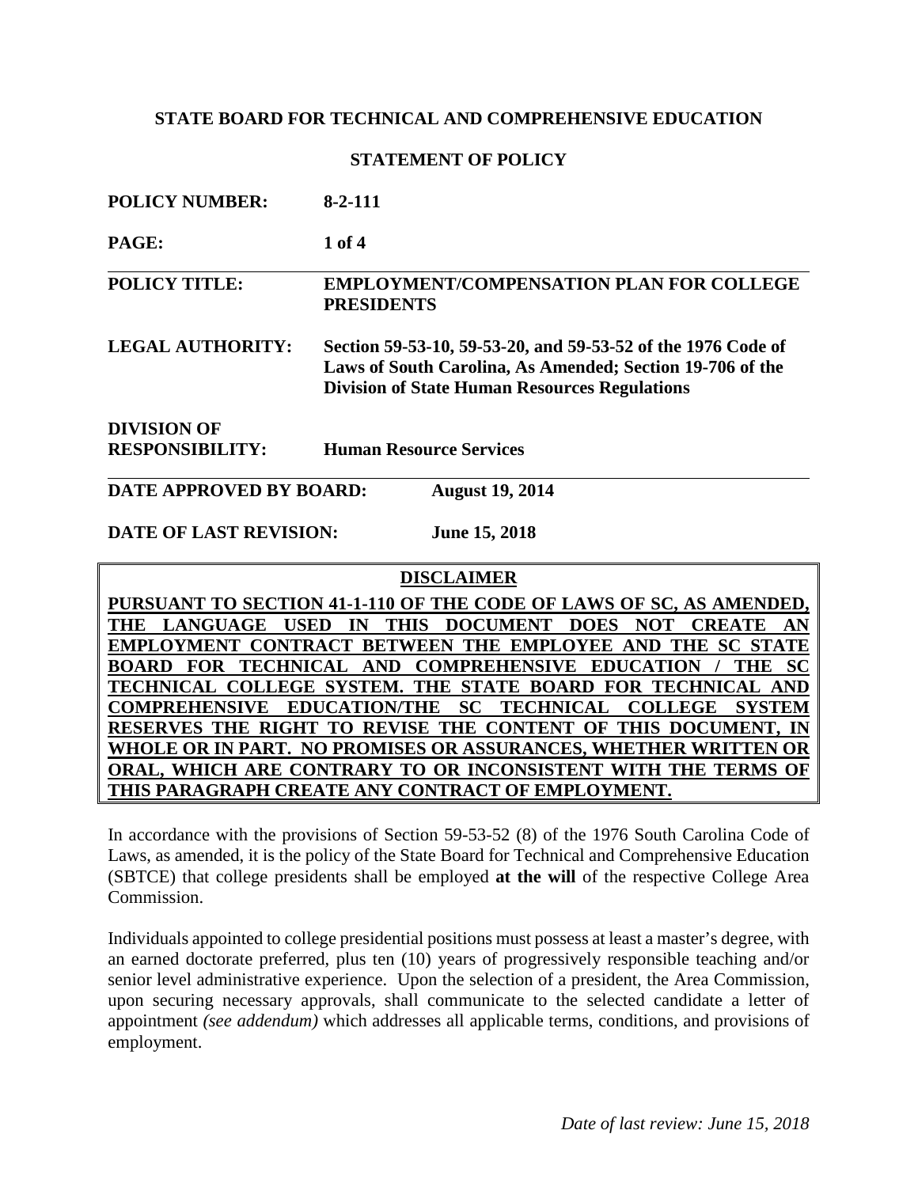**STATE BOARD FOR TECHNICAL AND COMPREHENSIVE EDUCATION**

**STATEMENT OF POLICY**

| | |
|---|---|
| **POLICY NUMBER:** | **8-2-111** |
| **PAGE:** | **1 of 4** |
| **POLICY TITLE:** | **EMPLOYMENT/COMPENSATION PLAN FOR COLLEGE PRESIDENTS** |
| **LEGAL AUTHORITY:** | **Section 59-53-10, 59-53-20, and 59-53-52 of the 1976 Code of Laws of South Carolina, As Amended; Section 19-706 of the Division of State Human Resources Regulations** |
| **DIVISION OF RESPONSIBILITY:** | **Human Resource Services** |
| **DATE APPROVED BY BOARD:** | **August 19, 2014** |
| **DATE OF LAST REVISION:** | **June 15, 2018** |

**DISCLAIMER**

**PURSUANT TO SECTION 41-1-110 OF THE CODE OF LAWS OF SC, AS AMENDED, THE LANGUAGE USED IN THIS DOCUMENT DOES NOT CREATE AN EMPLOYMENT CONTRACT BETWEEN THE EMPLOYEE AND THE SC STATE BOARD FOR TECHNICAL AND COMPREHENSIVE EDUCATION / THE SC TECHNICAL COLLEGE SYSTEM. THE STATE BOARD FOR TECHNICAL AND COMPREHENSIVE EDUCATION/THE SC TECHNICAL COLLEGE SYSTEM RESERVES THE RIGHT TO REVISE THE CONTENT OF THIS DOCUMENT, IN WHOLE OR IN PART. NO PROMISES OR ASSURANCES, WHETHER WRITTEN OR ORAL, WHICH ARE CONTRARY TO OR INCONSISTENT WITH THE TERMS OF THIS PARAGRAPH CREATE ANY CONTRACT OF EMPLOYMENT.**

In accordance with the provisions of Section 59-53-52 (8) of the 1976 South Carolina Code of Laws, as amended, it is the policy of the State Board for Technical and Comprehensive Education (SBTCE) that college presidents shall be employed **at the will** of the respective College Area Commission.

Individuals appointed to college presidential positions must possess at least a master's degree, with an earned doctorate preferred, plus ten (10) years of progressively responsible teaching and/or senior level administrative experience. Upon the selection of a president, the Area Commission, upon securing necessary approvals, shall communicate to the selected candidate a letter of appointment *(see addendum)* which addresses all applicable terms, conditions, and provisions of employment.

*Date of last review: June 15, 2018*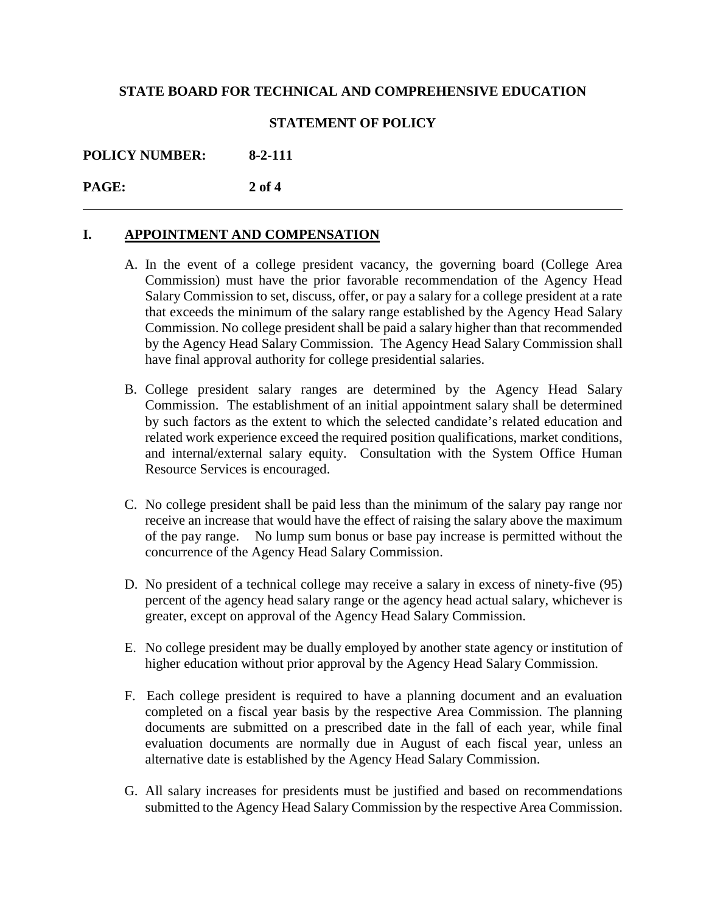## I. APPOINTMENT AND COMPENSATION

A. In the event of a college president vacancy, the governing board (College Area Commission) must have the prior favorable recommendation of the Agency Head Salary Commission to set, discuss, offer, or pay a salary for a college president at a rate that exceeds the minimum of the salary range established by the Agency Head Salary Commission. No college president shall be paid a salary higher than that recommended by the Agency Head Salary Commission. The Agency Head Salary Commission shall have final approval authority for college presidential salaries.

B. College president salary ranges are determined by the Agency Head Salary Commission. The establishment of an initial appointment salary shall be determined by such factors as the extent to which the selected candidate's related education and related work experience exceed the required position qualifications, market conditions, and internal/external salary equity. Consultation with the System Office Human Resource Services is encouraged.

C. No college president shall be paid less than the minimum of the salary pay range nor receive an increase that would have the effect of raising the salary above the maximum of the pay range. No lump sum bonus or base pay increase is permitted without the concurrence of the Agency Head Salary Commission.

D. No president of a technical college may receive a salary in excess of ninety-five (95) percent of the agency head salary range or the agency head actual salary, whichever is greater, except on approval of the Agency Head Salary Commission.

E. No college president may be dually employed by another state agency or institution of higher education without prior approval by the Agency Head Salary Commission.

F. Each college president is required to have a planning document and an evaluation completed on a fiscal year basis by the respective Area Commission. The planning documents are submitted on a prescribed date in the fall of each year, while final evaluation documents are normally due in August of each fiscal year, unless an alternative date is established by the Agency Head Salary Commission.

G. All salary increases for presidents must be justified and based on recommendations submitted to the Agency Head Salary Commission by the respective Area Commission.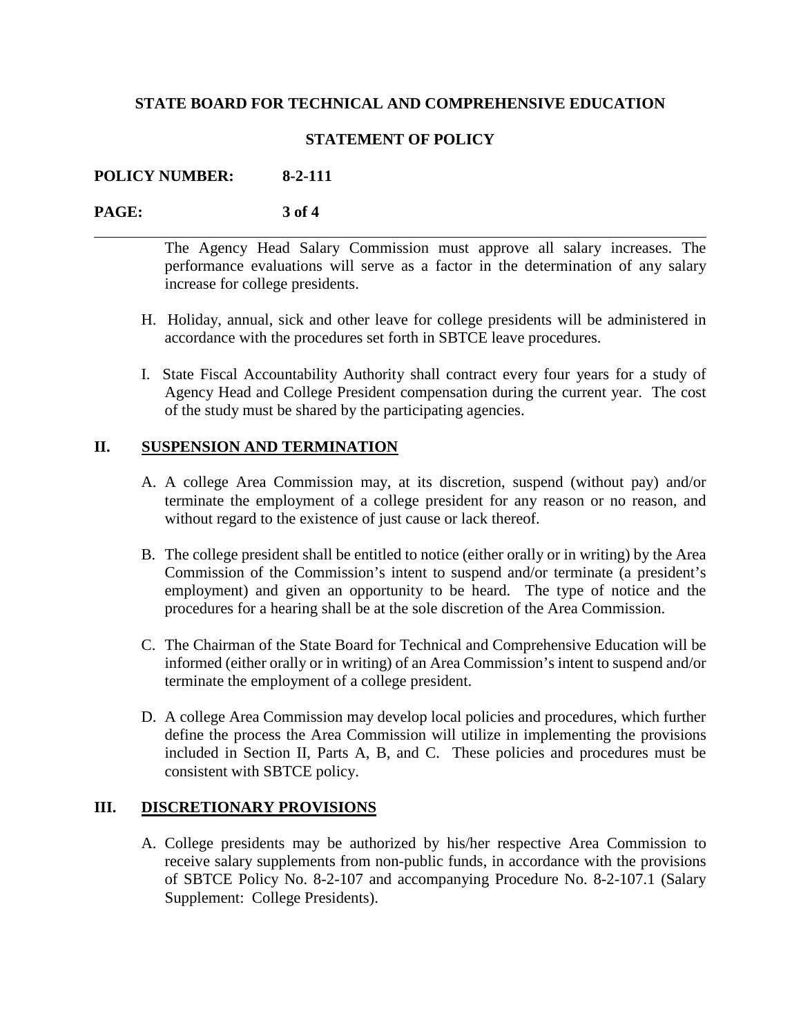The Agency Head Salary Commission must approve all salary increases. The performance evaluations will serve as a factor in the determination of any salary increase for college presidents.

H. Holiday, annual, sick and other leave for college presidents will be administered in accordance with the procedures set forth in SBTCE leave procedures.

I. State Fiscal Accountability Authority shall contract every four years for a study of Agency Head and College President compensation during the current year. The cost of the study must be shared by the participating agencies.

## II. SUSPENSION AND TERMINATION

A. A college Area Commission may, at its discretion, suspend (without pay) and/or terminate the employment of a college president for any reason or no reason, and without regard to the existence of just cause or lack thereof.

B. The college president shall be entitled to notice (either orally or in writing) by the Area Commission of the Commission's intent to suspend and/or terminate (a president's employment) and given an opportunity to be heard. The type of notice and the procedures for a hearing shall be at the sole discretion of the Area Commission.

C. The Chairman of the State Board for Technical and Comprehensive Education will be informed (either orally or in writing) of an Area Commission's intent to suspend and/or terminate the employment of a college president.

D. A college Area Commission may develop local policies and procedures, which further define the process the Area Commission will utilize in implementing the provisions included in Section II, Parts A, B, and C. These policies and procedures must be consistent with SBTCE policy.

## III. DISCRETIONARY PROVISIONS

A. College presidents may be authorized by his/her respective Area Commission to receive salary supplements from non-public funds, in accordance with the provisions of SBTCE Policy No. 8-2-107 and accompanying Procedure No. 8-2-107.1 (Salary Supplement: College Presidents).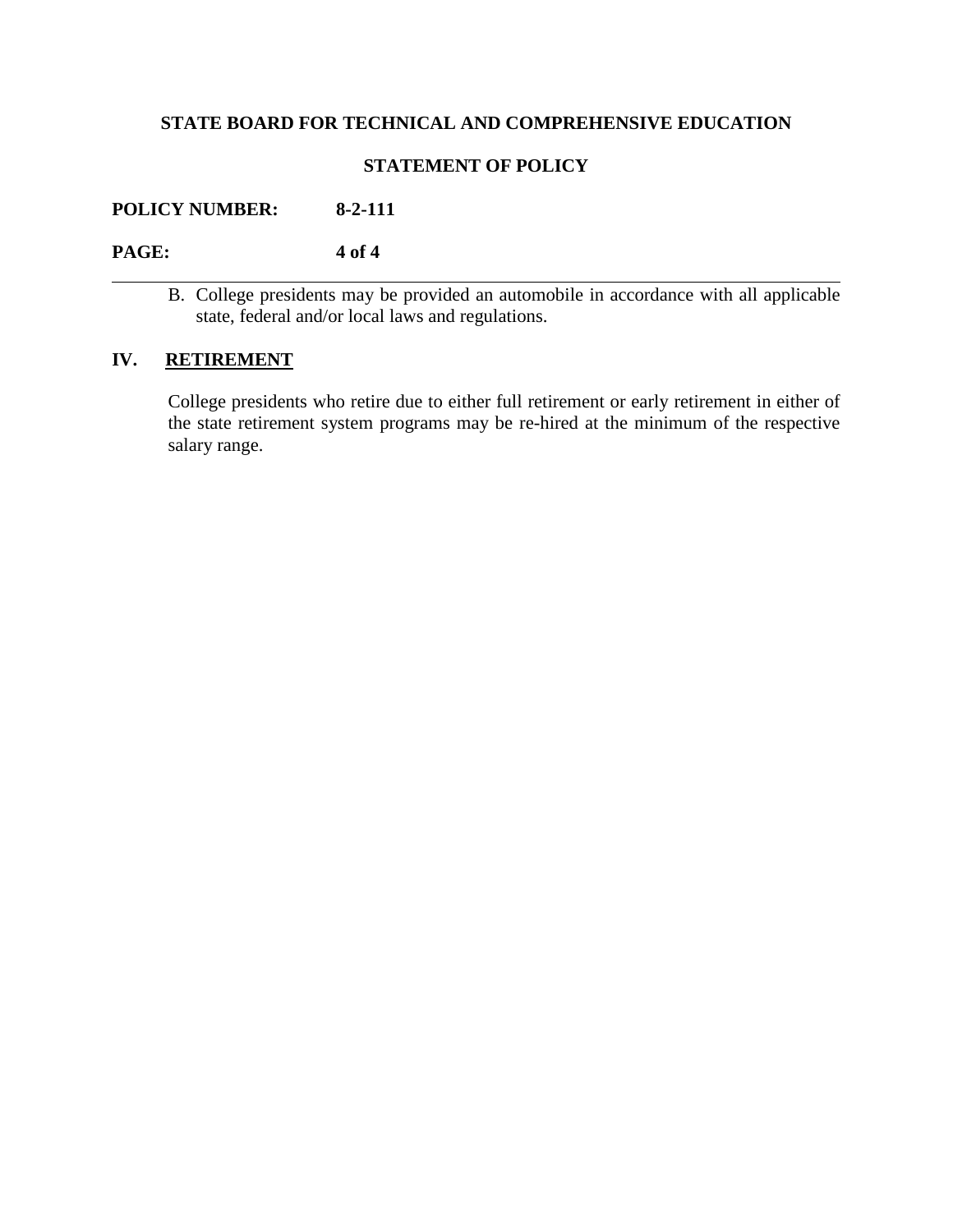B. College presidents may be provided an automobile in accordance with all applicable state, federal and/or local laws and regulations.

## IV. RETIREMENT

College presidents who retire due to either full retirement or early retirement in either of the state retirement system programs may be re-hired at the minimum of the respective salary range.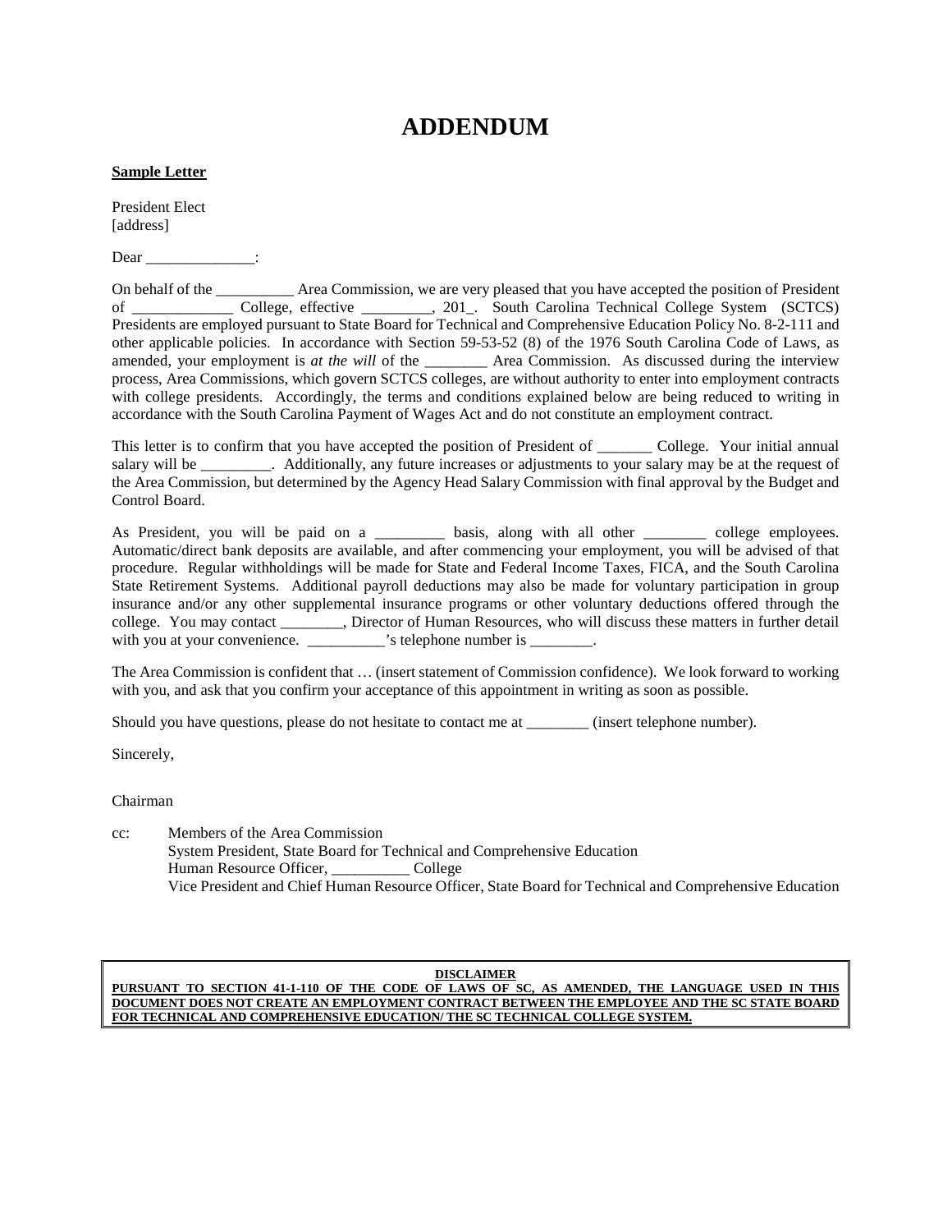# ADDENDUM

**Sample Letter**

President Elect
[address]

Dear ______________:

On behalf of the __________ Area Commission, we are very pleased that you have accepted the position of President of _____________ College, effective _________, 201_. South Carolina Technical College System (SCTCS) Presidents are employed pursuant to State Board for Technical and Comprehensive Education Policy No. 8-2-111 and other applicable policies. In accordance with Section 59-53-52 (8) of the 1976 South Carolina Code of Laws, as amended, your employment is *at the will* of the ________ Area Commission. As discussed during the interview process, Area Commissions, which govern SCTCS colleges, are without authority to enter into employment contracts with college presidents. Accordingly, the terms and conditions explained below are being reduced to writing in accordance with the South Carolina Payment of Wages Act and do not constitute an employment contract.

This letter is to confirm that you have accepted the position of President of _______ College. Your initial annual salary will be _________. Additionally, any future increases or adjustments to your salary may be at the request of the Area Commission, but determined by the Agency Head Salary Commission with final approval by the Budget and Control Board.

As President, you will be paid on a _________ basis, along with all other ________ college employees. Automatic/direct bank deposits are available, and after commencing your employment, you will be advised of that procedure. Regular withholdings will be made for State and Federal Income Taxes, FICA, and the South Carolina State Retirement Systems. Additional payroll deductions may also be made for voluntary participation in group insurance and/or any other supplemental insurance programs or other voluntary deductions offered through the college. You may contact ________, Director of Human Resources, who will discuss these matters in further detail with you at your convenience. __________'s telephone number is ________.

The Area Commission is confident that … (insert statement of Commission confidence). We look forward to working with you, and ask that you confirm your acceptance of this appointment in writing as soon as possible.

Should you have questions, please do not hesitate to contact me at ________ (insert telephone number).

Sincerely,

Chairman

cc: Members of the Area Commission
System President, State Board for Technical and Comprehensive Education
Human Resource Officer, __________ College
Vice President and Chief Human Resource Officer, State Board for Technical and Comprehensive Education

**DISCLAIMER**

**PURSUANT TO SECTION 41-1-110 OF THE CODE OF LAWS OF SC, AS AMENDED, THE LANGUAGE USED IN THIS DOCUMENT DOES NOT CREATE AN EMPLOYMENT CONTRACT BETWEEN THE EMPLOYEE AND THE SC STATE BOARD FOR TECHNICAL AND COMPREHENSIVE EDUCATION/ THE SC TECHNICAL COLLEGE SYSTEM.**